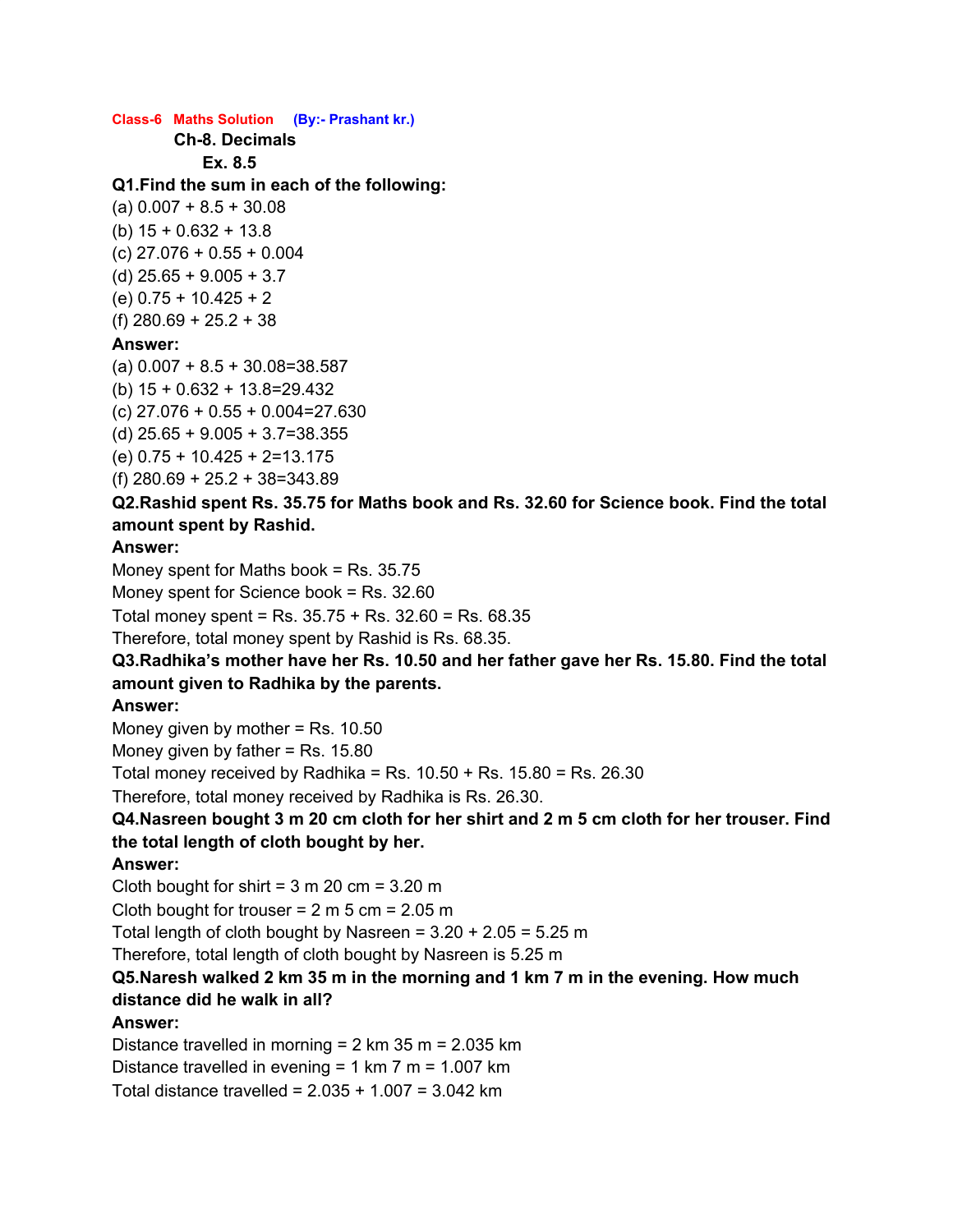**Class-6 Maths Solution (By:- Prashant kr.)**

## Ch-8. Decimals

### Ex. 8.5

**Q1.Find the sum in each of the following:**

(a) 0.007 + 8.5 + 30.08

(b) 15 + 0.632 + 13.8

(c) 27.076 + 0.55 + 0.004

(d) 25.65 + 9.005 + 3.7

(e) 0.75 + 10.425 + 2

(f) 280.69 + 25.2 + 38

**Answer:**

(a) 0.007 + 8.5 + 30.08=38.587

(b) 15 + 0.632 + 13.8=29.432

(c) 27.076 + 0.55 + 0.004=27.630

(d) 25.65 + 9.005 + 3.7=38.355

(e) 0.75 + 10.425 + 2=13.175

(f) 280.69 + 25.2 + 38=343.89

**Q2.Rashid spent Rs. 35.75 for Maths book and Rs. 32.60 for Science book. Find the total amount spent by Rashid.**

**Answer:**

Money spent for Maths book = Rs. 35.75

Money spent for Science book = Rs. 32.60

Total money spent = Rs. 35.75 + Rs. 32.60 = Rs. 68.35

Therefore, total money spent by Rashid is Rs. 68.35.

**Q3.Radhika's mother have her Rs. 10.50 and her father gave her Rs. 15.80. Find the total amount given to Radhika by the parents.**

**Answer:**

Money given by mother = Rs. 10.50

Money given by father = Rs. 15.80

Total money received by Radhika = Rs. 10.50 + Rs. 15.80 = Rs. 26.30

Therefore, total money received by Radhika is Rs. 26.30.

**Q4.Nasreen bought 3 m 20 cm cloth for her shirt and 2 m 5 cm cloth for her trouser. Find the total length of cloth bought by her.**

**Answer:**

Cloth bought for shirt = 3 m 20 cm = 3.20 m

Cloth bought for trouser = 2 m 5 cm = 2.05 m

Total length of cloth bought by Nasreen = 3.20 + 2.05 = 5.25 m

Therefore, total length of cloth bought by Nasreen is 5.25 m

**Q5.Naresh walked 2 km 35 m in the morning and 1 km 7 m in the evening. How much distance did he walk in all?**

**Answer:**

Distance travelled in morning = 2 km 35 m = 2.035 km

Distance travelled in evening = 1 km 7 m = 1.007 km

Total distance travelled = 2.035 + 1.007 = 3.042 km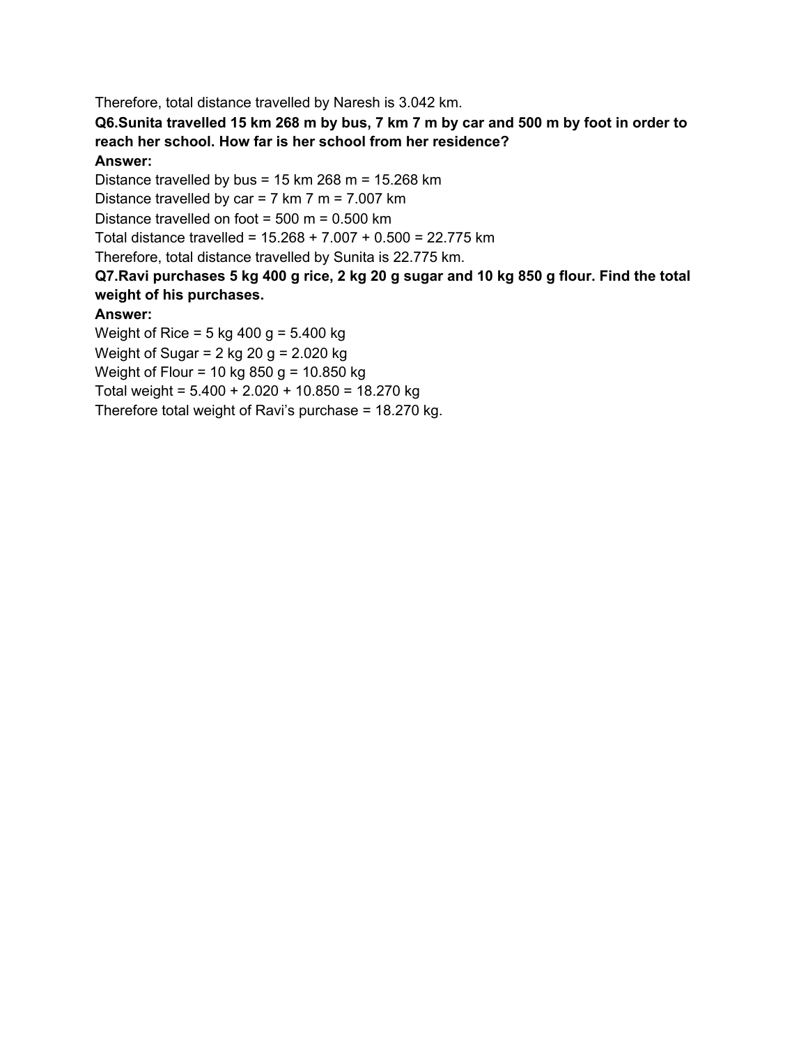Therefore, total distance travelled by Naresh is 3.042 km.

**Q6.Sunita travelled 15 km 268 m by bus, 7 km 7 m by car and 500 m by foot in order to reach her school. How far is her school from her residence?**

**Answer:**

Distance travelled by bus = 15 km 268 m = 15.268 km

Distance travelled by car = 7 km 7 m = 7.007 km

Distance travelled on foot = 500 m = 0.500 km

Total distance travelled = 15.268 + 7.007 + 0.500 = 22.775 km

Therefore, total distance travelled by Sunita is 22.775 km.

**Q7.Ravi purchases 5 kg 400 g rice, 2 kg 20 g sugar and 10 kg 850 g flour. Find the total weight of his purchases.**

**Answer:**

Weight of Rice = 5 kg 400 g = 5.400 kg

Weight of Sugar = 2 kg 20 g = 2.020 kg

Weight of Flour = 10 kg 850 g = 10.850 kg

Total weight = 5.400 + 2.020 + 10.850 = 18.270 kg

Therefore total weight of Ravi's purchase = 18.270 kg.